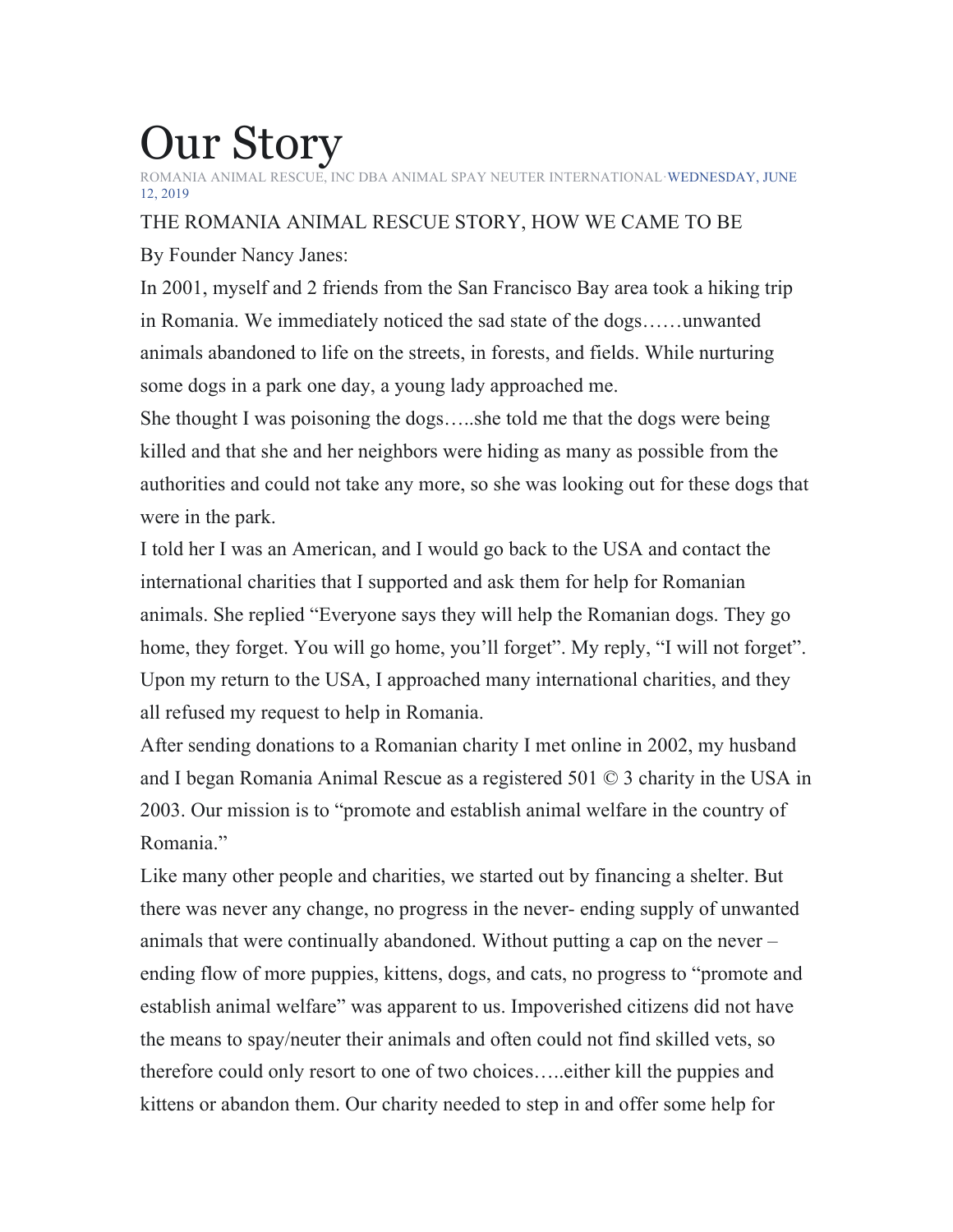# Our Story

ROMANIA ANIMAL RESCUE, INC DBA ANIMAL SPAY NEUTER INTERNATIONAL·WEDNESDAY, JUNE 12, 2019

THE ROMANIA ANIMAL RESCUE STORY, HOW WE CAME TO BE

By Founder Nancy Janes:

In 2001, myself and 2 friends from the San Francisco Bay area took a hiking trip in Romania. We immediately noticed the sad state of the dogs……unwanted animals abandoned to life on the streets, in forests, and fields. While nurturing some dogs in a park one day, a young lady approached me.

She thought I was poisoning the dogs…..she told me that the dogs were being killed and that she and her neighbors were hiding as many as possible from the authorities and could not take any more, so she was looking out for these dogs that were in the park.

I told her I was an American, and I would go back to the USA and contact the international charities that I supported and ask them for help for Romanian animals. She replied "Everyone says they will help the Romanian dogs. They go home, they forget. You will go home, you'll forget". My reply, "I will not forget". Upon my return to the USA, I approached many international charities, and they all refused my request to help in Romania.

After sending donations to a Romanian charity I met online in 2002, my husband and I began Romania Animal Rescue as a registered 501 © 3 charity in the USA in 2003. Our mission is to "promote and establish animal welfare in the country of Romania."

Like many other people and charities, we started out by financing a shelter. But there was never any change, no progress in the never- ending supply of unwanted animals that were continually abandoned. Without putting a cap on the never – ending flow of more puppies, kittens, dogs, and cats, no progress to "promote and establish animal welfare" was apparent to us. Impoverished citizens did not have the means to spay/neuter their animals and often could not find skilled vets, so therefore could only resort to one of two choices…..either kill the puppies and kittens or abandon them. Our charity needed to step in and offer some help for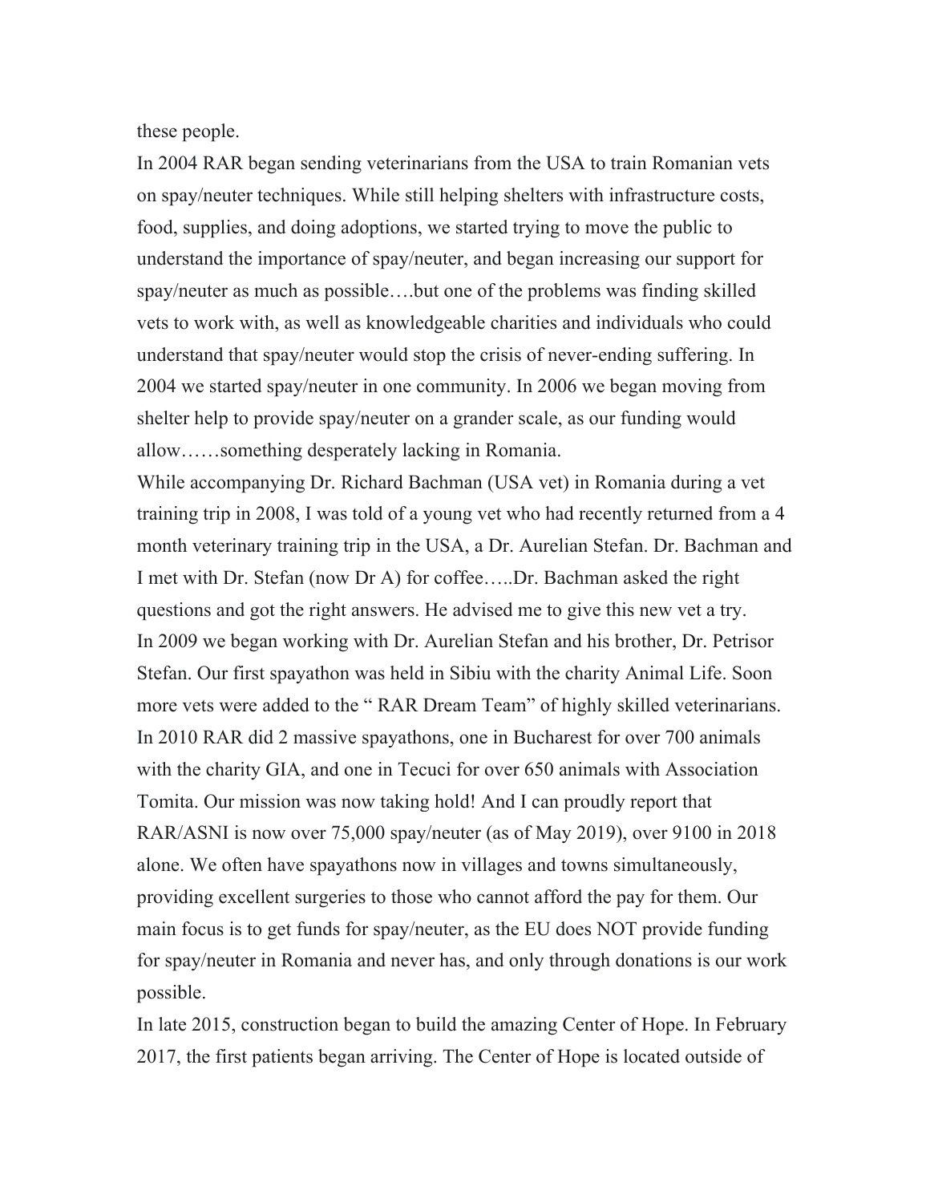these people.

In 2004 RAR began sending veterinarians from the USA to train Romanian vets on spay/neuter techniques. While still helping shelters with infrastructure costs, food, supplies, and doing adoptions, we started trying to move the public to understand the importance of spay/neuter, and began increasing our support for spay/neuter as much as possible….but one of the problems was finding skilled vets to work with, as well as knowledgeable charities and individuals who could understand that spay/neuter would stop the crisis of never-ending suffering. In 2004 we started spay/neuter in one community. In 2006 we began moving from shelter help to provide spay/neuter on a grander scale, as our funding would allow……something desperately lacking in Romania.

While accompanying Dr. Richard Bachman (USA vet) in Romania during a vet training trip in 2008, I was told of a young vet who had recently returned from a 4 month veterinary training trip in the USA, a Dr. Aurelian Stefan. Dr. Bachman and I met with Dr. Stefan (now Dr A) for coffee…..Dr. Bachman asked the right questions and got the right answers. He advised me to give this new vet a try.

In 2009 we began working with Dr. Aurelian Stefan and his brother, Dr. Petrisor Stefan. Our first spayathon was held in Sibiu with the charity Animal Life. Soon more vets were added to the " RAR Dream Team" of highly skilled veterinarians.

In 2010 RAR did 2 massive spayathons, one in Bucharest for over 700 animals with the charity GIA, and one in Tecuci for over 650 animals with Association Tomita. Our mission was now taking hold! And I can proudly report that RAR/ASNI is now over 75,000 spay/neuter (as of May 2019), over 9100 in 2018 alone. We often have spayathons now in villages and towns simultaneously, providing excellent surgeries to those who cannot afford the pay for them. Our main focus is to get funds for spay/neuter, as the EU does NOT provide funding for spay/neuter in Romania and never has, and only through donations is our work possible.

In late 2015, construction began to build the amazing Center of Hope. In February 2017, the first patients began arriving. The Center of Hope is located outside of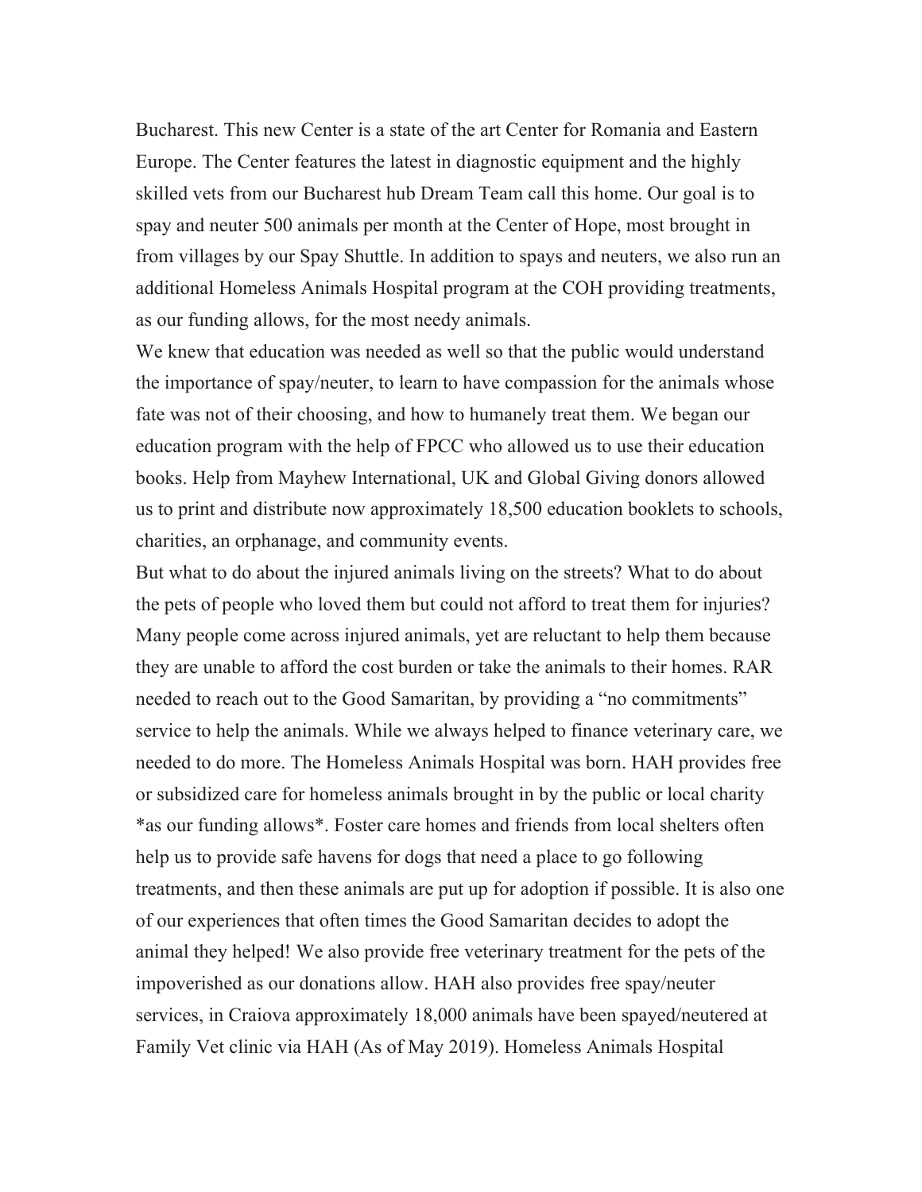Bucharest. This new Center is a state of the art Center for Romania and Eastern Europe. The Center features the latest in diagnostic equipment and the highly skilled vets from our Bucharest hub Dream Team call this home. Our goal is to spay and neuter 500 animals per month at the Center of Hope, most brought in from villages by our Spay Shuttle. In addition to spays and neuters, we also run an additional Homeless Animals Hospital program at the COH providing treatments, as our funding allows, for the most needy animals.

We knew that education was needed as well so that the public would understand the importance of spay/neuter, to learn to have compassion for the animals whose fate was not of their choosing, and how to humanely treat them. We began our education program with the help of FPCC who allowed us to use their education books. Help from Mayhew International, UK and Global Giving donors allowed us to print and distribute now approximately 18,500 education booklets to schools, charities, an orphanage, and community events.

But what to do about the injured animals living on the streets? What to do about the pets of people who loved them but could not afford to treat them for injuries? Many people come across injured animals, yet are reluctant to help them because they are unable to afford the cost burden or take the animals to their homes. RAR needed to reach out to the Good Samaritan, by providing a "no commitments" service to help the animals. While we always helped to finance veterinary care, we needed to do more. The Homeless Animals Hospital was born. HAH provides free or subsidized care for homeless animals brought in by the public or local charity *as our funding allows*. Foster care homes and friends from local shelters often help us to provide safe havens for dogs that need a place to go following treatments, and then these animals are put up for adoption if possible. It is also one of our experiences that often times the Good Samaritan decides to adopt the animal they helped! We also provide free veterinary treatment for the pets of the impoverished as our donations allow. HAH also provides free spay/neuter services, in Craiova approximately 18,000 animals have been spayed/neutered at Family Vet clinic via HAH (As of May 2019). Homeless Animals Hospital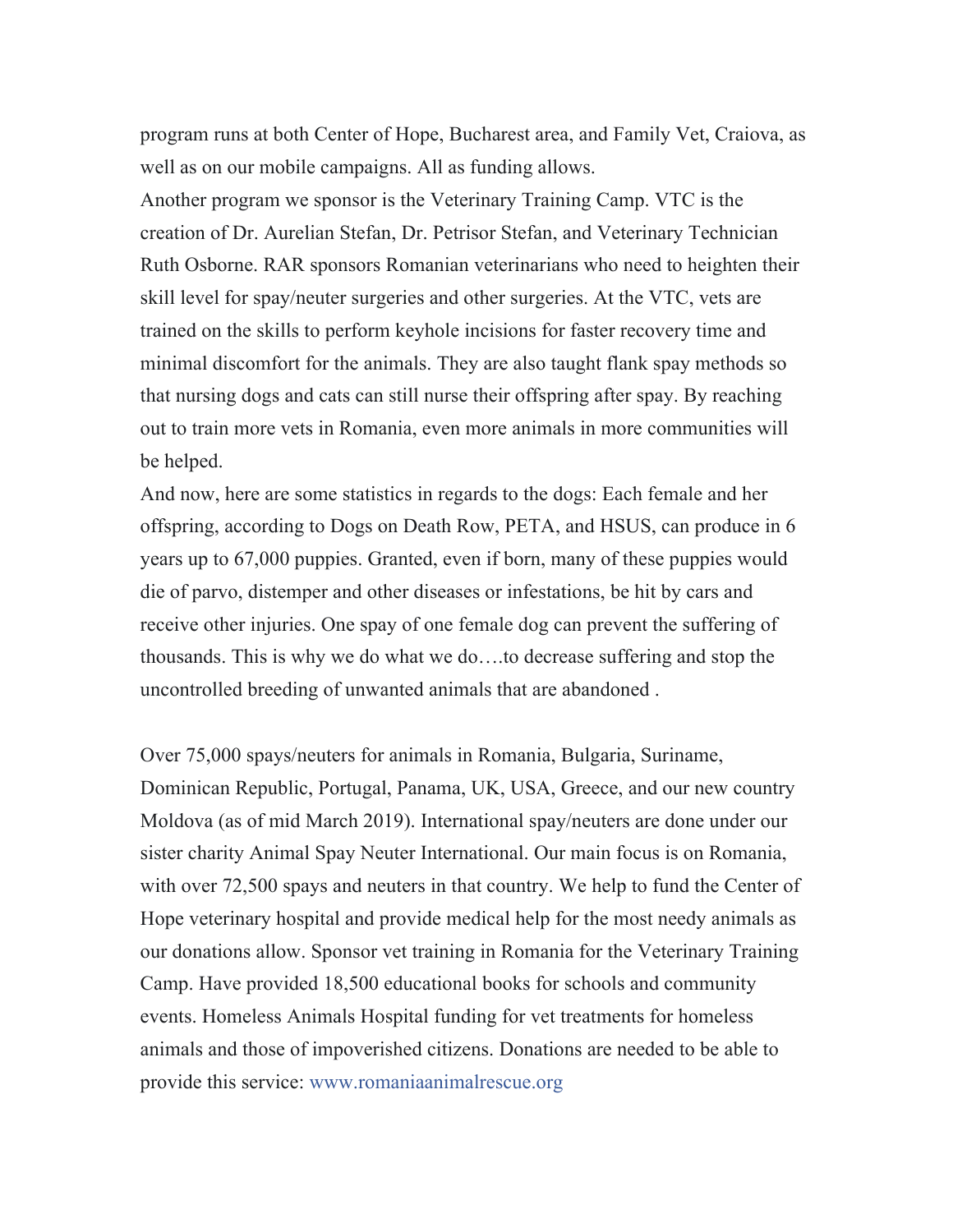program runs at both Center of Hope, Bucharest area, and Family Vet, Craiova, as well as on our mobile campaigns. All as funding allows.

Another program we sponsor is the Veterinary Training Camp. VTC is the creation of Dr. Aurelian Stefan, Dr. Petrisor Stefan, and Veterinary Technician Ruth Osborne. RAR sponsors Romanian veterinarians who need to heighten their skill level for spay/neuter surgeries and other surgeries. At the VTC, vets are trained on the skills to perform keyhole incisions for faster recovery time and minimal discomfort for the animals. They are also taught flank spay methods so that nursing dogs and cats can still nurse their offspring after spay. By reaching out to train more vets in Romania, even more animals in more communities will be helped.

And now, here are some statistics in regards to the dogs: Each female and her offspring, according to Dogs on Death Row, PETA, and HSUS, can produce in 6 years up to 67,000 puppies. Granted, even if born, many of these puppies would die of parvo, distemper and other diseases or infestations, be hit by cars and receive other injuries. One spay of one female dog can prevent the suffering of thousands. This is why we do what we do….to decrease suffering and stop the uncontrolled breeding of unwanted animals that are abandoned .

Over 75,000 spays/neuters for animals in Romania, Bulgaria, Suriname, Dominican Republic, Portugal, Panama, UK, USA, Greece, and our new country Moldova (as of mid March 2019). International spay/neuters are done under our sister charity Animal Spay Neuter International. Our main focus is on Romania, with over 72,500 spays and neuters in that country. We help to fund the Center of Hope veterinary hospital and provide medical help for the most needy animals as our donations allow. Sponsor vet training in Romania for the Veterinary Training Camp. Have provided 18,500 educational books for schools and community events. Homeless Animals Hospital funding for vet treatments for homeless animals and those of impoverished citizens. Donations are needed to be able to provide this service: www.romaniaanimalrescue.org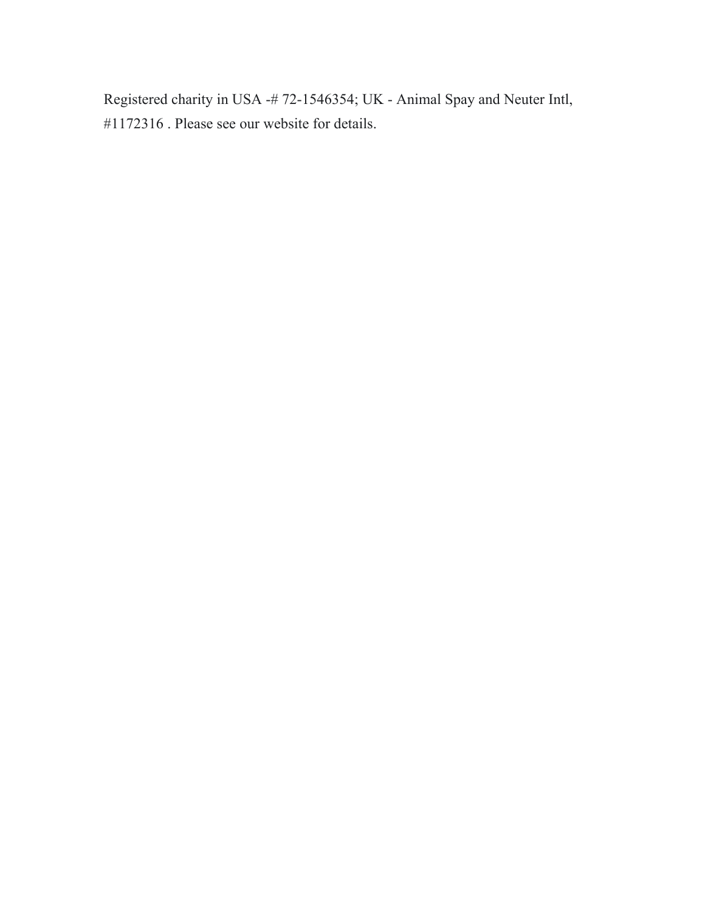Registered charity in USA -# 72-1546354; UK - Animal Spay and Neuter Intl, #1172316 . Please see our website for details.